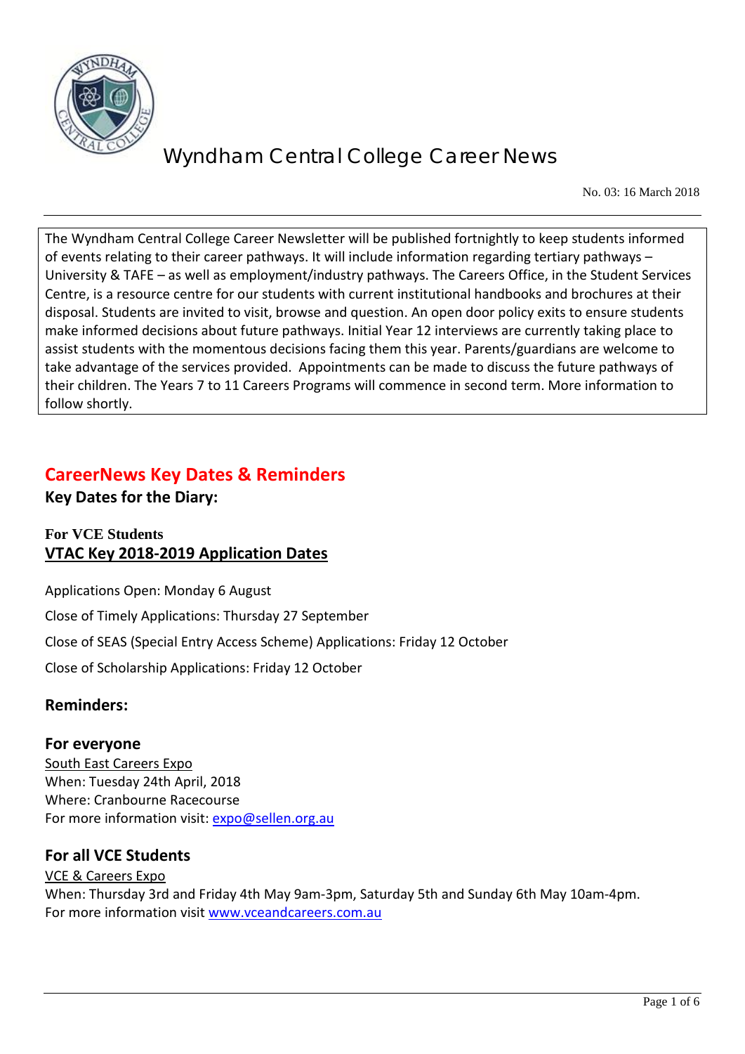# Wyndham Central College Career News

No. 03: 16 March 2018

The Wyndham Central College Career Newsletter will be published fortnightly to keep students informed of events relating to their career pathways. It will include information regarding tertiary pathways – University & TAFE – as well as employment/industry pathways. The Careers Office, in the Student Services Centre, is a resource centre for our students with current institutional handbooks and brochures at their disposal. Students are invited to visit, browse and question. An open door policy exits to ensure students make informed decisions about future pathways. Initial Year 12 interviews are currently taking place to assist students with the momentous decisions facing them this year. Parents/guardians are welcome to take advantage of the services provided. Appointments can be made to discuss the future pathways of their children. The Years 7 to 11 Careers Programs will commence in second term. More information to follow shortly.

## CareerNews Key Dates & Reminders

### Key Dates for the Diary:

**For VCE Students**

**VTAC Key 2018-2019 Application Dates**

Applications Open: Monday 6 August

Close of Timely Applications: Thursday 27 September

Close of SEAS (Special Entry Access Scheme) Applications: Friday 12 October

Close of Scholarship Applications: Friday 12 October

### Reminders:

#### For everyone

South East Careers Expo
When: Tuesday 24th April, 2018
Where: Cranbourne Racecourse
For more information visit: expo@sellen.org.au

#### For all VCE Students

VCE & Careers Expo
When: Thursday 3rd and Friday 4th May 9am-3pm, Saturday 5th and Sunday 6th May 10am-4pm.
For more information visit www.vceandcareers.com.au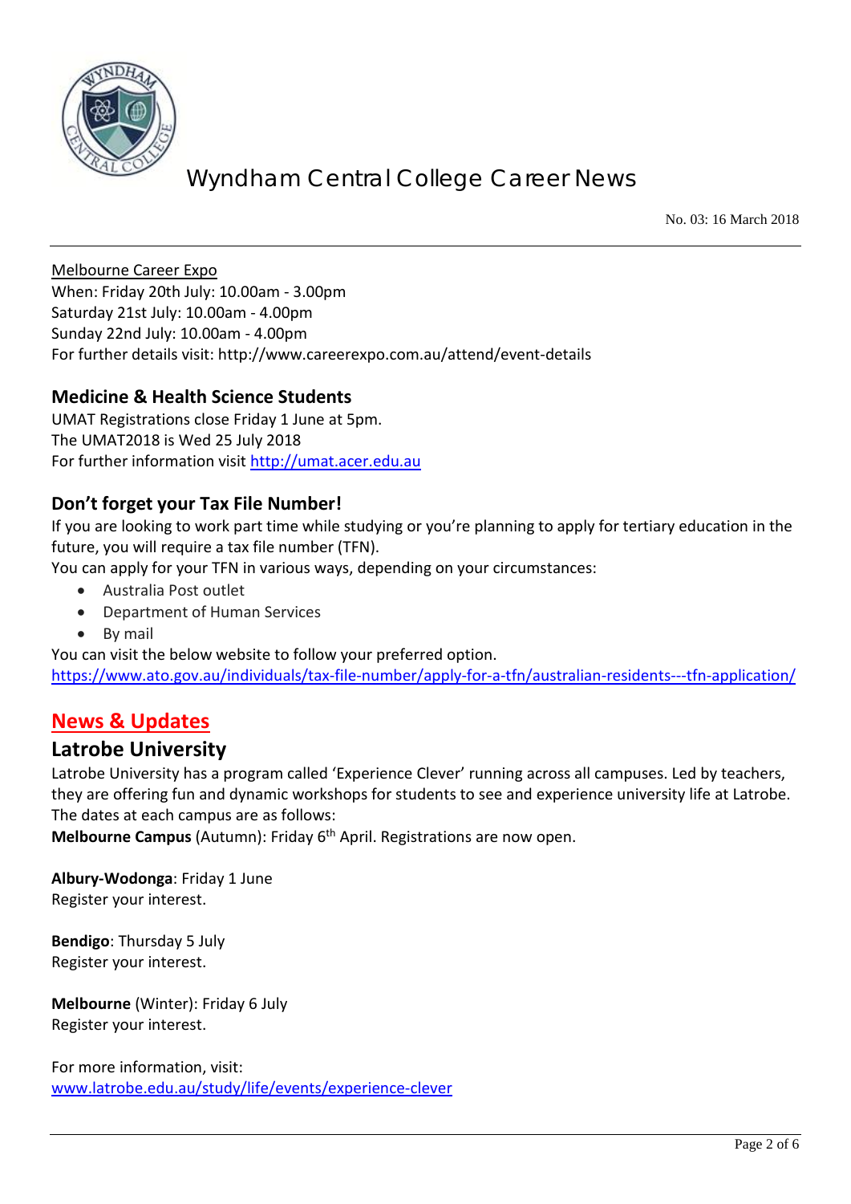Melbourne Career Expo
When: Friday 20th July: 10.00am - 3.00pm
Saturday 21st July: 10.00am - 4.00pm
Sunday 22nd July: 10.00am - 4.00pm
For further details visit: http://www.careerexpo.com.au/attend/event-details

### Medicine & Health Science Students

UMAT Registrations close Friday 1 June at 5pm.
The UMAT2018 is Wed 25 July 2018
For further information visit http://umat.acer.edu.au

### Don't forget your Tax File Number!

If you are looking to work part time while studying or you're planning to apply for tertiary education in the future, you will require a tax file number (TFN).
You can apply for your TFN in various ways, depending on your circumstances:

- Australia Post outlet
- Department of Human Services
- By mail

You can visit the below website to follow your preferred option.
https://www.ato.gov.au/individuals/tax-file-number/apply-for-a-tfn/australian-residents---tfn-application/

## News & Updates

## Latrobe University

Latrobe University has a program called 'Experience Clever' running across all campuses. Led by teachers, they are offering fun and dynamic workshops for students to see and experience university life at Latrobe. The dates at each campus are as follows:
**Melbourne Campus** (Autumn): Friday 6th April. Registrations are now open.

**Albury-Wodonga**: Friday 1 June
Register your interest.

**Bendigo**: Thursday 5 July
Register your interest.

**Melbourne** (Winter): Friday 6 July
Register your interest.

For more information, visit:
www.latrobe.edu.au/study/life/events/experience-clever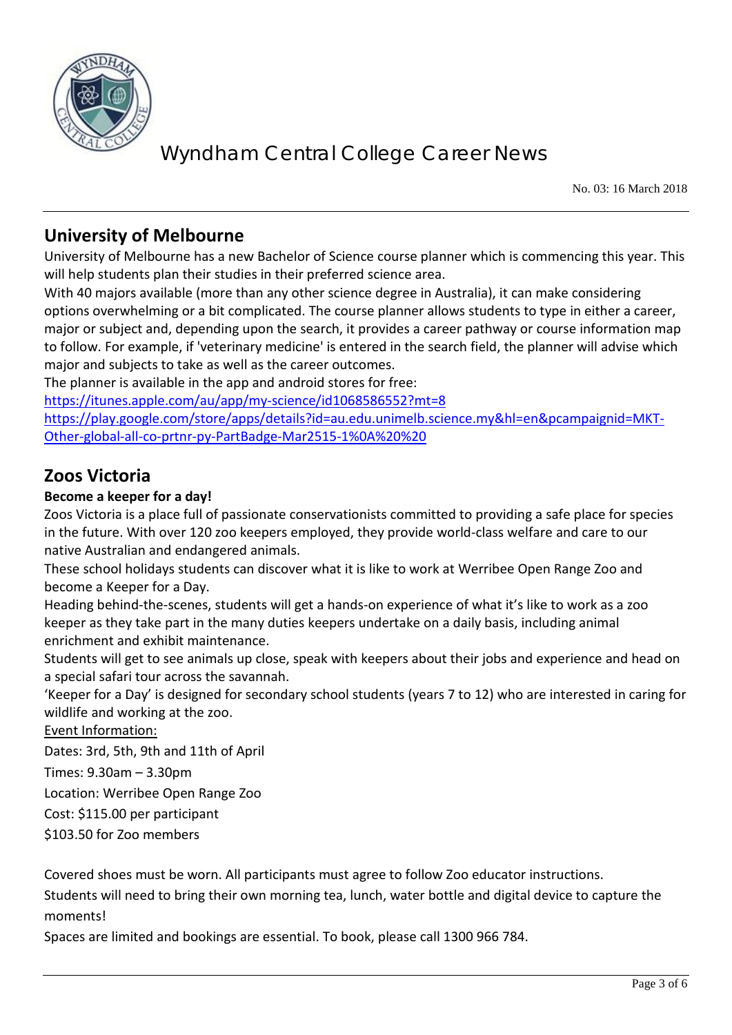## University of Melbourne

University of Melbourne has a new Bachelor of Science course planner which is commencing this year. This will help students plan their studies in their preferred science area.

With 40 majors available (more than any other science degree in Australia), it can make considering options overwhelming or a bit complicated. The course planner allows students to type in either a career, major or subject and, depending upon the search, it provides a career pathway or course information map to follow. For example, if 'veterinary medicine' is entered in the search field, the planner will advise which major and subjects to take as well as the career outcomes.

The planner is available in the app and android stores for free:

https://itunes.apple.com/au/app/my-science/id1068586552?mt=8

https://play.google.com/store/apps/details?id=au.edu.unimelb.science.my&hl=en&pcampaignid=MKT-Other-global-all-co-prtnr-py-PartBadge-Mar2515-1%0A%20%20

## Zoos Victoria

**Become a keeper for a day!**

Zoos Victoria is a place full of passionate conservationists committed to providing a safe place for species in the future. With over 120 zoo keepers employed, they provide world-class welfare and care to our native Australian and endangered animals.

These school holidays students can discover what it is like to work at Werribee Open Range Zoo and become a Keeper for a Day.

Heading behind-the-scenes, students will get a hands-on experience of what it's like to work as a zoo keeper as they take part in the many duties keepers undertake on a daily basis, including animal enrichment and exhibit maintenance.

Students will get to see animals up close, speak with keepers about their jobs and experience and head on a special safari tour across the savannah.

'Keeper for a Day' is designed for secondary school students (years 7 to 12) who are interested in caring for wildlife and working at the zoo.

Event Information:

Dates: 3rd, 5th, 9th and 11th of April

Times: 9.30am – 3.30pm

Location: Werribee Open Range Zoo

Cost: $115.00 per participant

$103.50 for Zoo members

Covered shoes must be worn. All participants must agree to follow Zoo educator instructions.

Students will need to bring their own morning tea, lunch, water bottle and digital device to capture the moments!

Spaces are limited and bookings are essential. To book, please call 1300 966 784.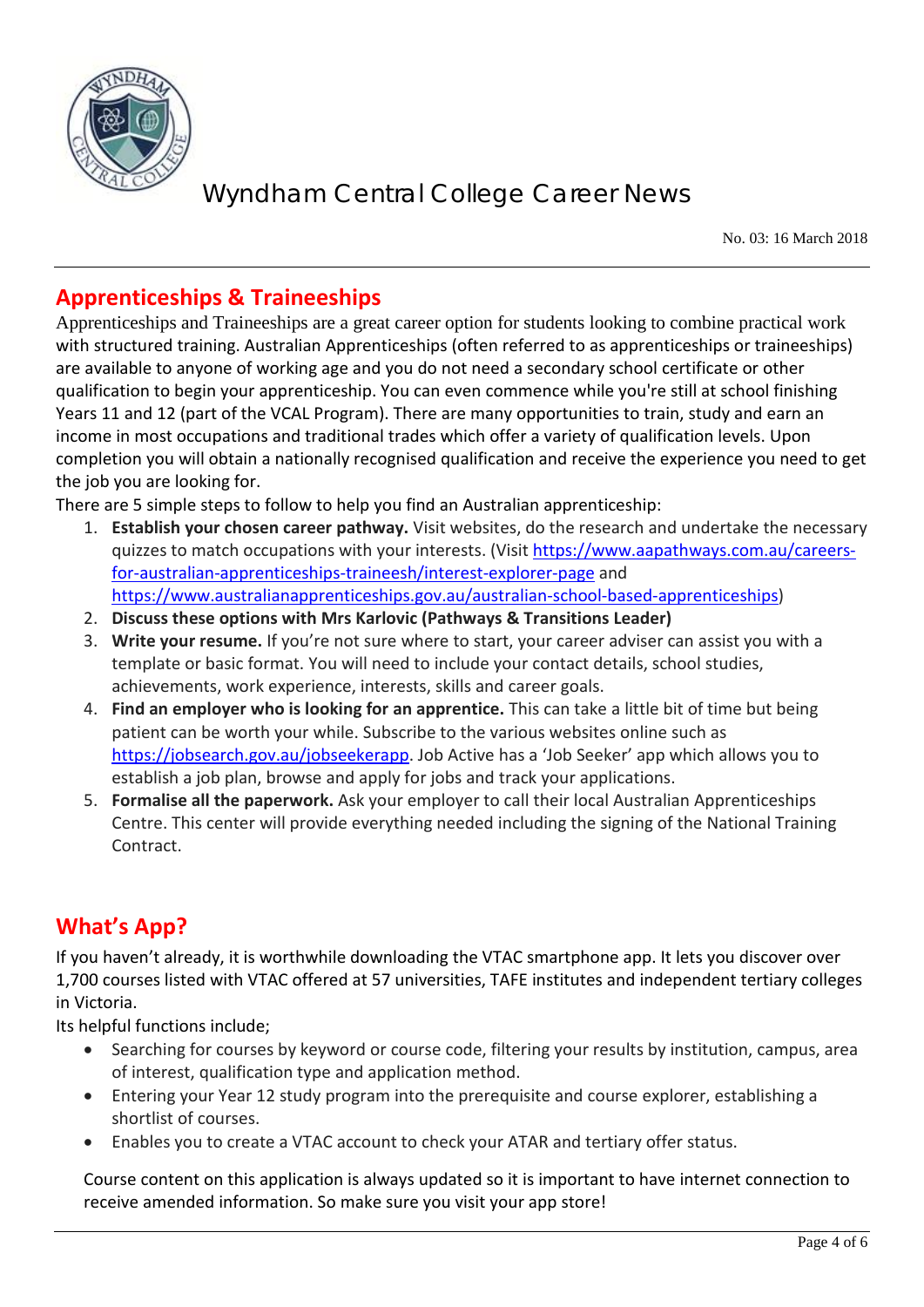# Wyndham Central College Career News

No. 03: 16 March 2018

## Apprenticeships & Traineeships

Apprenticeships and Traineeships are a great career option for students looking to combine practical work with structured training. Australian Apprenticeships (often referred to as apprenticeships or traineeships) are available to anyone of working age and you do not need a secondary school certificate or other qualification to begin your apprenticeship. You can even commence while you're still at school finishing Years 11 and 12 (part of the VCAL Program). There are many opportunities to train, study and earn an income in most occupations and traditional trades which offer a variety of qualification levels. Upon completion you will obtain a nationally recognised qualification and receive the experience you need to get the job you are looking for.

There are 5 simple steps to follow to help you find an Australian apprenticeship:

1. **Establish your chosen career pathway.** Visit websites, do the research and undertake the necessary quizzes to match occupations with your interests. (Visit https://www.aapathways.com.au/careers-for-australian-apprenticeships-traineesh/interest-explorer-page and https://www.australianapprenticeships.gov.au/australian-school-based-apprenticeships)
2. **Discuss these options with Mrs Karlovic (Pathways & Transitions Leader)**
3. **Write your resume.** If you're not sure where to start, your career adviser can assist you with a template or basic format. You will need to include your contact details, school studies, achievements, work experience, interests, skills and career goals.
4. **Find an employer who is looking for an apprentice.** This can take a little bit of time but being patient can be worth your while. Subscribe to the various websites online such as https://jobsearch.gov.au/jobseekerapp. Job Active has a 'Job Seeker' app which allows you to establish a job plan, browse and apply for jobs and track your applications.
5. **Formalise all the paperwork.** Ask your employer to call their local Australian Apprenticeships Centre. This center will provide everything needed including the signing of the National Training Contract.

## What's App?

If you haven't already, it is worthwhile downloading the VTAC smartphone app. It lets you discover over 1,700 courses listed with VTAC offered at 57 universities, TAFE institutes and independent tertiary colleges in Victoria.

Its helpful functions include;

- Searching for courses by keyword or course code, filtering your results by institution, campus, area of interest, qualification type and application method.
- Entering your Year 12 study program into the prerequisite and course explorer, establishing a shortlist of courses.
- Enables you to create a VTAC account to check your ATAR and tertiary offer status.

Course content on this application is always updated so it is important to have internet connection to receive amended information. So make sure you visit your app store!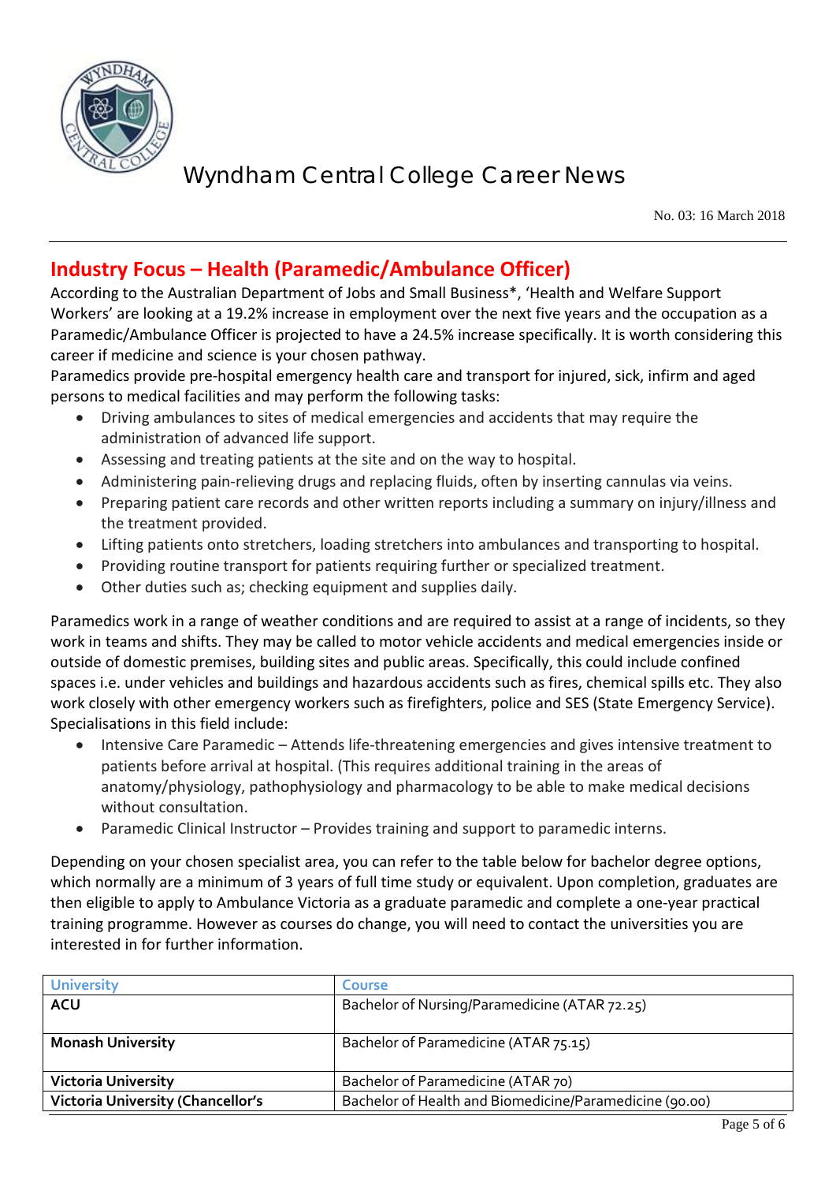# Wyndham Central College Career News

No. 03: 16 March 2018

## Industry Focus – Health (Paramedic/Ambulance Officer)

According to the Australian Department of Jobs and Small Business*, 'Health and Welfare Support Workers' are looking at a 19.2% increase in employment over the next five years and the occupation as a Paramedic/Ambulance Officer is projected to have a 24.5% increase specifically. It is worth considering this career if medicine and science is your chosen pathway.

Paramedics provide pre-hospital emergency health care and transport for injured, sick, infirm and aged persons to medical facilities and may perform the following tasks:

- Driving ambulances to sites of medical emergencies and accidents that may require the administration of advanced life support.
- Assessing and treating patients at the site and on the way to hospital.
- Administering pain-relieving drugs and replacing fluids, often by inserting cannulas via veins.
- Preparing patient care records and other written reports including a summary on injury/illness and the treatment provided.
- Lifting patients onto stretchers, loading stretchers into ambulances and transporting to hospital.
- Providing routine transport for patients requiring further or specialized treatment.
- Other duties such as; checking equipment and supplies daily.

Paramedics work in a range of weather conditions and are required to assist at a range of incidents, so they work in teams and shifts. They may be called to motor vehicle accidents and medical emergencies inside or outside of domestic premises, building sites and public areas. Specifically, this could include confined spaces i.e. under vehicles and buildings and hazardous accidents such as fires, chemical spills etc. They also work closely with other emergency workers such as firefighters, police and SES (State Emergency Service). Specialisations in this field include:

- Intensive Care Paramedic – Attends life-threatening emergencies and gives intensive treatment to patients before arrival at hospital. (This requires additional training in the areas of anatomy/physiology, pathophysiology and pharmacology to be able to make medical decisions without consultation.
- Paramedic Clinical Instructor – Provides training and support to paramedic interns.

Depending on your chosen specialist area, you can refer to the table below for bachelor degree options, which normally are a minimum of 3 years of full time study or equivalent. Upon completion, graduates are then eligible to apply to Ambulance Victoria as a graduate paramedic and complete a one-year practical training programme. However as courses do change, you will need to contact the universities you are interested in for further information.

| University | Course |
|---|---|
| **ACU** | Bachelor of Nursing/Paramedicine (ATAR 72.25) |
| **Monash University** | Bachelor of Paramedicine (ATAR 75.15) |
| **Victoria University** | Bachelor of Paramedicine (ATAR 70) |
| **Victoria University (Chancellor's** | Bachelor of Health and Biomedicine/Paramedicine (90.00) |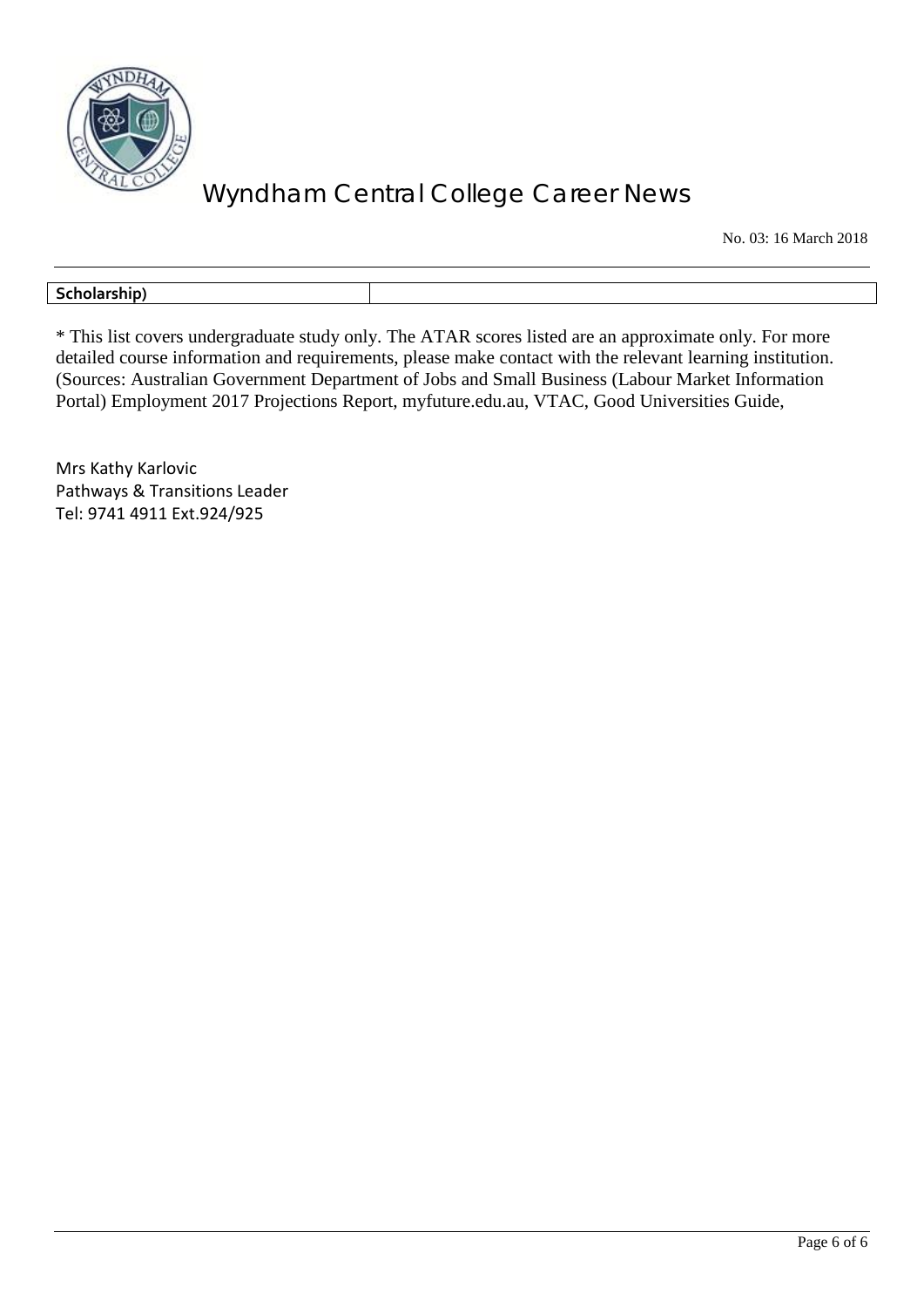| | |
|---|---|
| **Scholarship)** | |

* This list covers undergraduate study only. The ATAR scores listed are an approximate only. For more detailed course information and requirements, please make contact with the relevant learning institution. (Sources: Australian Government Department of Jobs and Small Business (Labour Market Information Portal) Employment 2017 Projections Report, myfuture.edu.au, VTAC, Good Universities Guide,

Mrs Kathy Karlovic
Pathways & Transitions Leader
Tel: 9741 4911 Ext.924/925